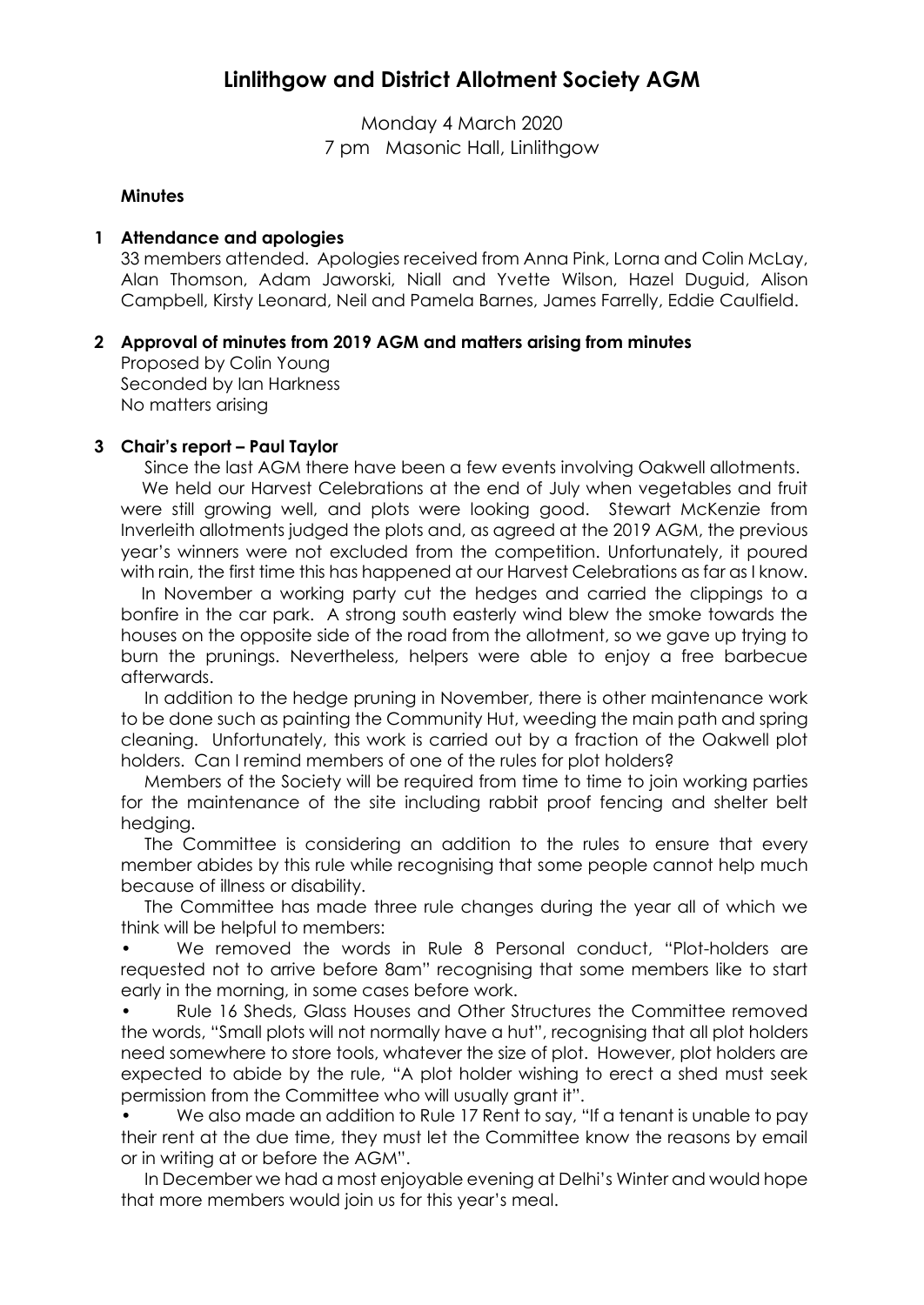# Linlithgow and District Allotment Society AGM

Monday 4 March 2020
7 pm Masonic Hall, Linlithgow

**Minutes**

## 1 Attendance and apologies

33 members attended. Apologies received from Anna Pink, Lorna and Colin McLay, Alan Thomson, Adam Jaworski, Niall and Yvette Wilson, Hazel Duguid, Alison Campbell, Kirsty Leonard, Neil and Pamela Barnes, James Farrelly, Eddie Caulfield.

## 2 Approval of minutes from 2019 AGM and matters arising from minutes

Proposed by Colin Young
Seconded by Ian Harkness
No matters arising

## 3 Chair's report – Paul Taylor

Since the last AGM there have been a few events involving Oakwell allotments.

We held our Harvest Celebrations at the end of July when vegetables and fruit were still growing well, and plots were looking good. Stewart McKenzie from Inverleith allotments judged the plots and, as agreed at the 2019 AGM, the previous year's winners were not excluded from the competition. Unfortunately, it poured with rain, the first time this has happened at our Harvest Celebrations as far as I know.

In November a working party cut the hedges and carried the clippings to a bonfire in the car park. A strong south easterly wind blew the smoke towards the houses on the opposite side of the road from the allotment, so we gave up trying to burn the prunings. Nevertheless, helpers were able to enjoy a free barbecue afterwards.

In addition to the hedge pruning in November, there is other maintenance work to be done such as painting the Community Hut, weeding the main path and spring cleaning. Unfortunately, this work is carried out by a fraction of the Oakwell plot holders. Can I remind members of one of the rules for plot holders?

Members of the Society will be required from time to time to join working parties for the maintenance of the site including rabbit proof fencing and shelter belt hedging.

The Committee is considering an addition to the rules to ensure that every member abides by this rule while recognising that some people cannot help much because of illness or disability.

The Committee has made three rule changes during the year all of which we think will be helpful to members:

- We removed the words in Rule 8 Personal conduct, "Plot-holders are requested not to arrive before 8am" recognising that some members like to start early in the morning, in some cases before work.
- Rule 16 Sheds, Glass Houses and Other Structures the Committee removed the words, "Small plots will not normally have a hut", recognising that all plot holders need somewhere to store tools, whatever the size of plot. However, plot holders are expected to abide by the rule, "A plot holder wishing to erect a shed must seek permission from the Committee who will usually grant it".
- We also made an addition to Rule 17 Rent to say, "If a tenant is unable to pay their rent at the due time, they must let the Committee know the reasons by email or in writing at or before the AGM".

In December we had a most enjoyable evening at Delhi's Winter and would hope that more members would join us for this year's meal.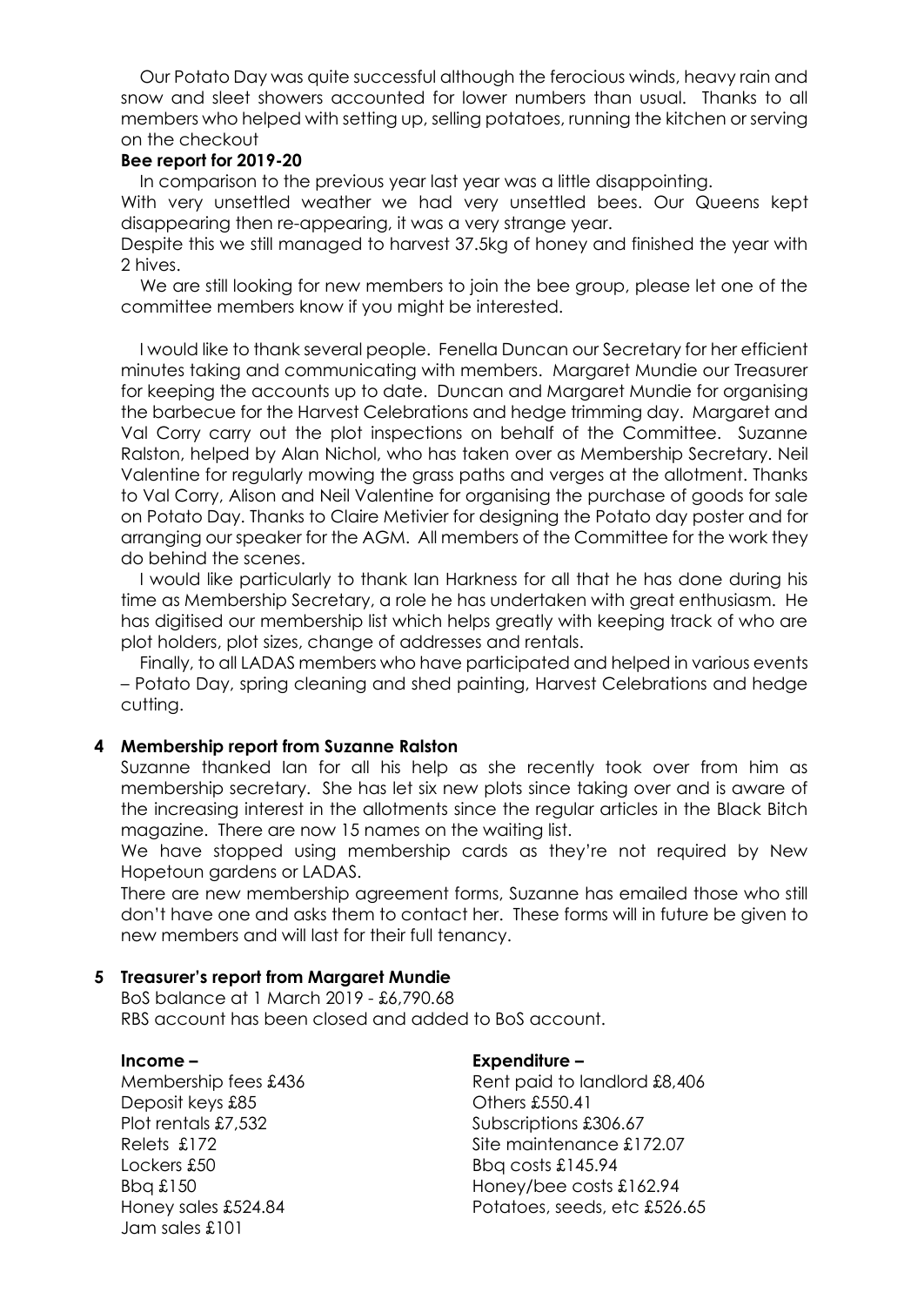Our Potato Day was quite successful although the ferocious winds, heavy rain and snow and sleet showers accounted for lower numbers than usual. Thanks to all members who helped with setting up, selling potatoes, running the kitchen or serving on the checkout

**Bee report for 2019-20**

In comparison to the previous year last year was a little disappointing.

With very unsettled weather we had very unsettled bees. Our Queens kept disappearing then re-appearing, it was a very strange year.

Despite this we still managed to harvest 37.5kg of honey and finished the year with 2 hives.

We are still looking for new members to join the bee group, please let one of the committee members know if you might be interested.

I would like to thank several people. Fenella Duncan our Secretary for her efficient minutes taking and communicating with members. Margaret Mundie our Treasurer for keeping the accounts up to date. Duncan and Margaret Mundie for organising the barbecue for the Harvest Celebrations and hedge trimming day. Margaret and Val Corry carry out the plot inspections on behalf of the Committee. Suzanne Ralston, helped by Alan Nichol, who has taken over as Membership Secretary. Neil Valentine for regularly mowing the grass paths and verges at the allotment. Thanks to Val Corry, Alison and Neil Valentine for organising the purchase of goods for sale on Potato Day. Thanks to Claire Metivier for designing the Potato day poster and for arranging our speaker for the AGM. All members of the Committee for the work they do behind the scenes.

I would like particularly to thank Ian Harkness for all that he has done during his time as Membership Secretary, a role he has undertaken with great enthusiasm. He has digitised our membership list which helps greatly with keeping track of who are plot holders, plot sizes, change of addresses and rentals.

Finally, to all LADAS members who have participated and helped in various events – Potato Day, spring cleaning and shed painting, Harvest Celebrations and hedge cutting.

## 4 Membership report from Suzanne Ralston

Suzanne thanked Ian for all his help as she recently took over from him as membership secretary. She has let six new plots since taking over and is aware of the increasing interest in the allotments since the regular articles in the Black Bitch magazine. There are now 15 names on the waiting list.

We have stopped using membership cards as they're not required by New Hopetoun gardens or LADAS.

There are new membership agreement forms, Suzanne has emailed those who still don't have one and asks them to contact her. These forms will in future be given to new members and will last for their full tenancy.

## 5 Treasurer's report from Margaret Mundie

BoS balance at 1 March 2019 - £6,790.68

RBS account has been closed and added to BoS account.

**Income –**

Membership fees £436
Deposit keys £85
Plot rentals £7,532
Relets £172
Lockers £50
Bbq £150
Honey sales £524.84
Jam sales £101

**Expenditure –**

Rent paid to landlord £8,406
Others £550.41
Subscriptions £306.67
Site maintenance £172.07
Bbq costs £145.94
Honey/bee costs £162.94
Potatoes, seeds, etc £526.65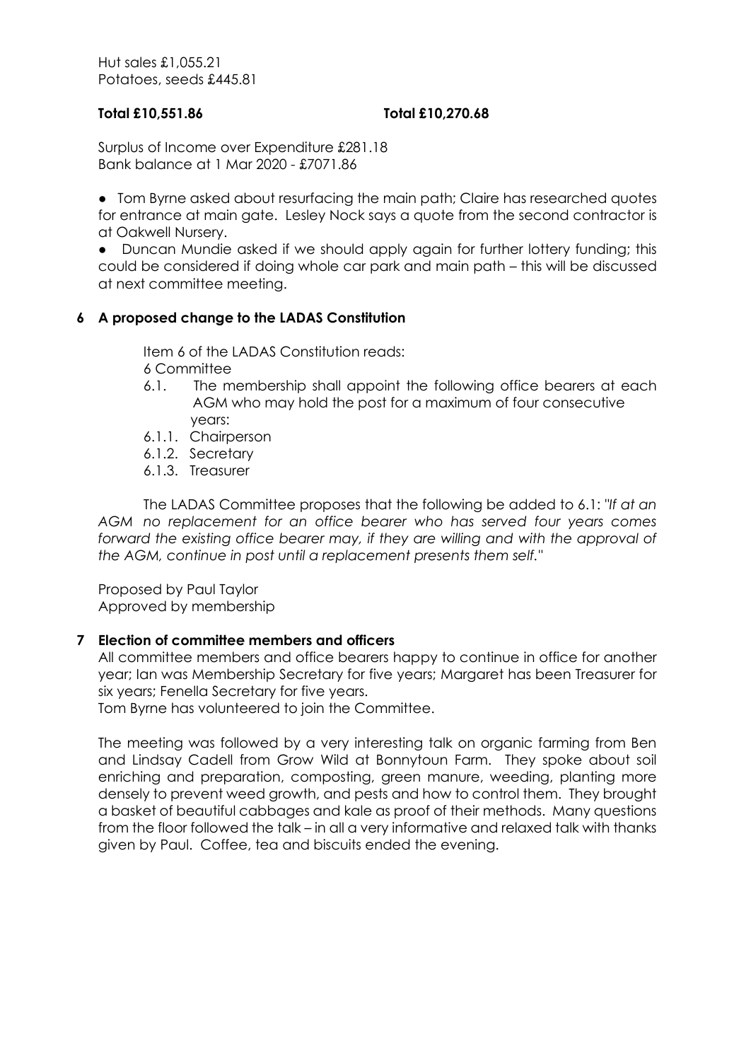Hut sales £1,055.21
Potatoes, seeds £445.81

**Total £10,551.86** **Total £10,270.68**

Surplus of Income over Expenditure £281.18
Bank balance at 1 Mar 2020 - £7071.86

- Tom Byrne asked about resurfacing the main path; Claire has researched quotes for entrance at main gate. Lesley Nock says a quote from the second contractor is at Oakwell Nursery.
- Duncan Mundie asked if we should apply again for further lottery funding; this could be considered if doing whole car park and main path – this will be discussed at next committee meeting.

## 6 A proposed change to the LADAS Constitution

Item 6 of the LADAS Constitution reads:

6 Committee

6.1. The membership shall appoint the following office bearers at each AGM who may hold the post for a maximum of four consecutive years:

6.1.1. Chairperson

6.1.2. Secretary

6.1.3. Treasurer

The LADAS Committee proposes that the following be added to 6.1: *"If at an AGM no replacement for an office bearer who has served four years comes forward the existing office bearer may, if they are willing and with the approval of the AGM, continue in post until a replacement presents them self."*

Proposed by Paul Taylor
Approved by membership

## 7 Election of committee members and officers

All committee members and office bearers happy to continue in office for another year; Ian was Membership Secretary for five years; Margaret has been Treasurer for six years; Fenella Secretary for five years.
Tom Byrne has volunteered to join the Committee.

The meeting was followed by a very interesting talk on organic farming from Ben and Lindsay Cadell from Grow Wild at Bonnytoun Farm. They spoke about soil enriching and preparation, composting, green manure, weeding, planting more densely to prevent weed growth, and pests and how to control them. They brought a basket of beautiful cabbages and kale as proof of their methods. Many questions from the floor followed the talk – in all a very informative and relaxed talk with thanks given by Paul. Coffee, tea and biscuits ended the evening.